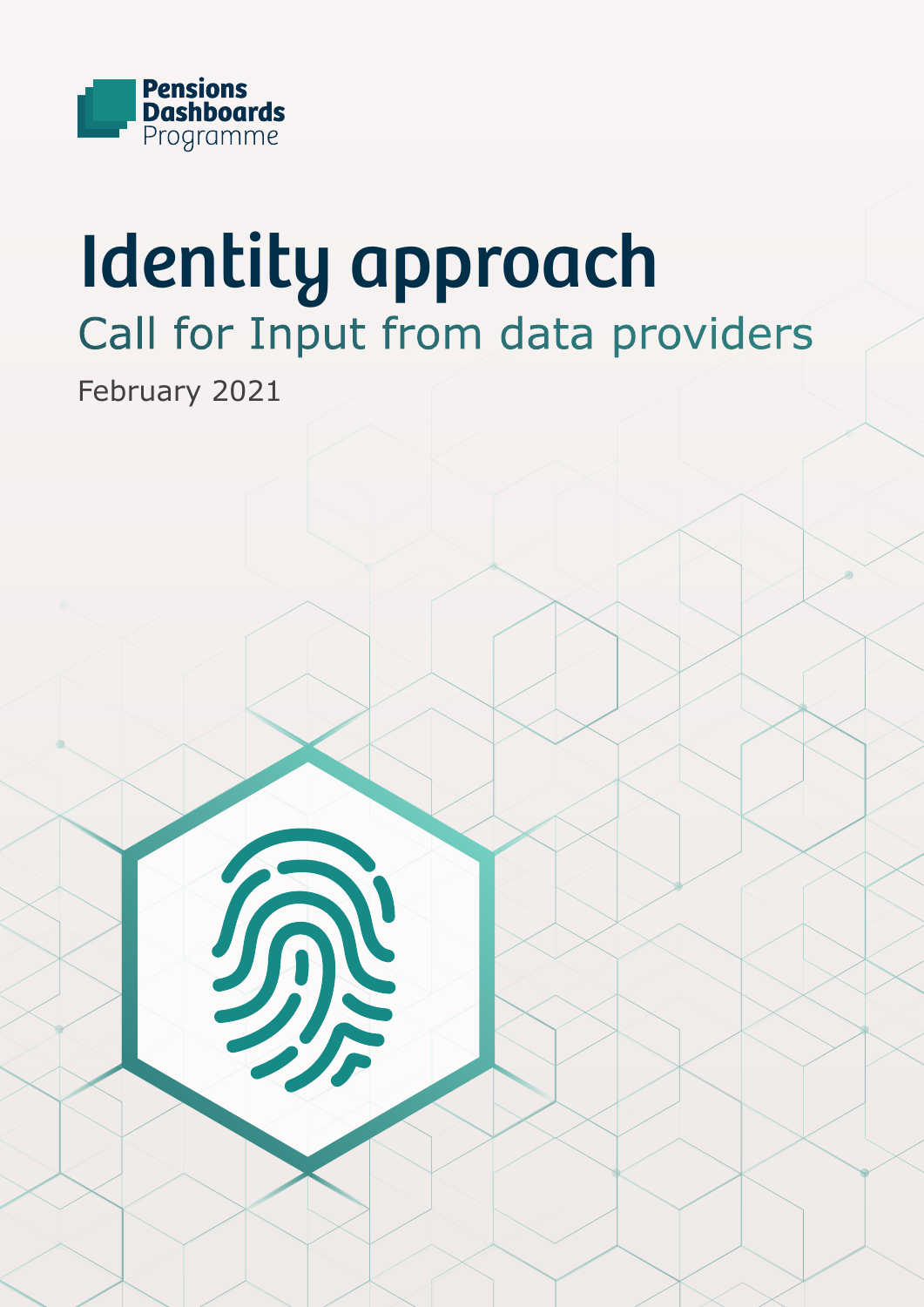Pensions Dashboards Programme

# Identity approach

## Call for Input from data providers

February 2021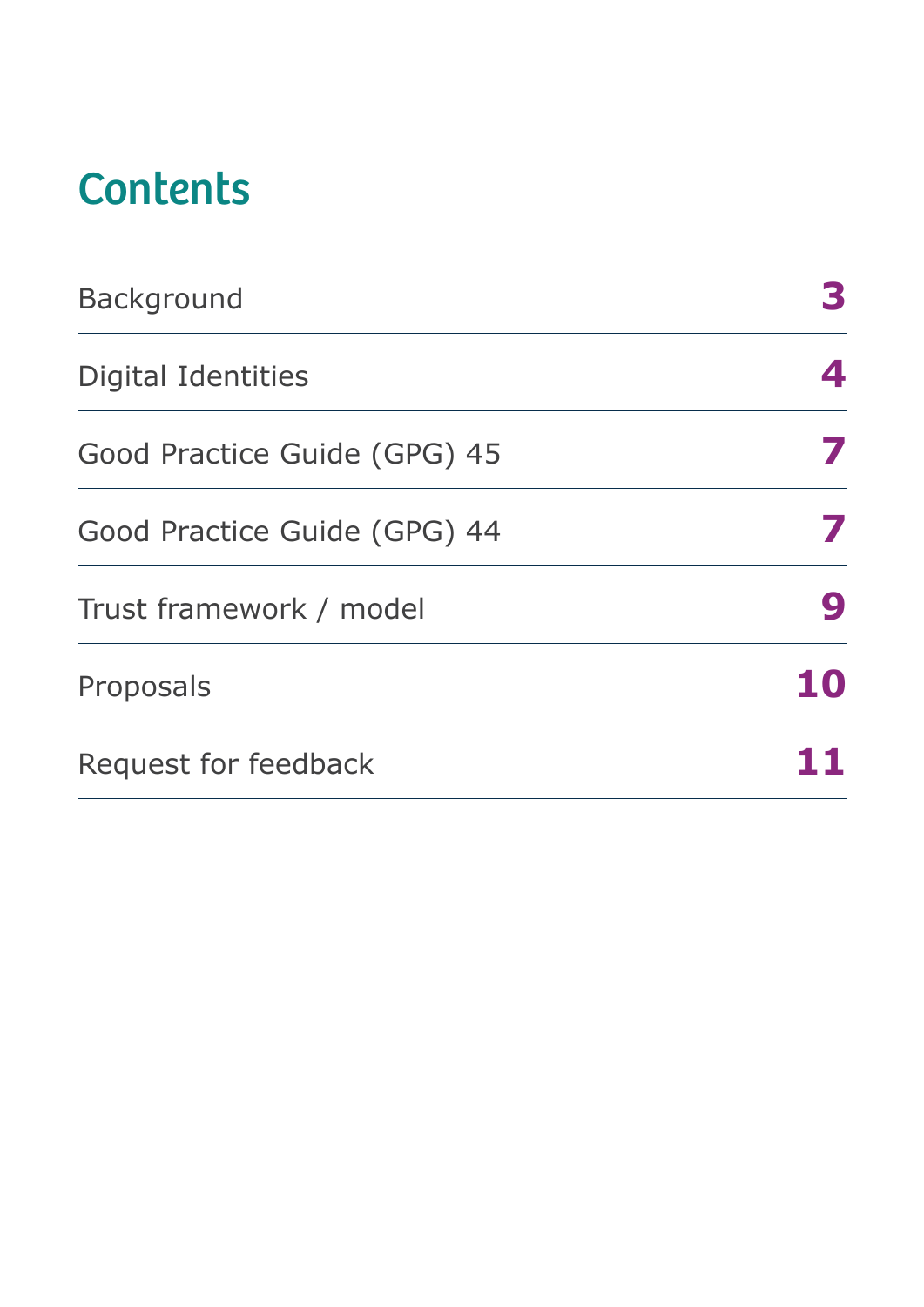# Contents

| | |
|---|---|
| Background | **3** |
| Digital Identities | **4** |
| Good Practice Guide (GPG) 45 | **7** |
| Good Practice Guide (GPG) 44 | **7** |
| Trust framework / model | **9** |
| Proposals | **10** |
| Request for feedback | **11** |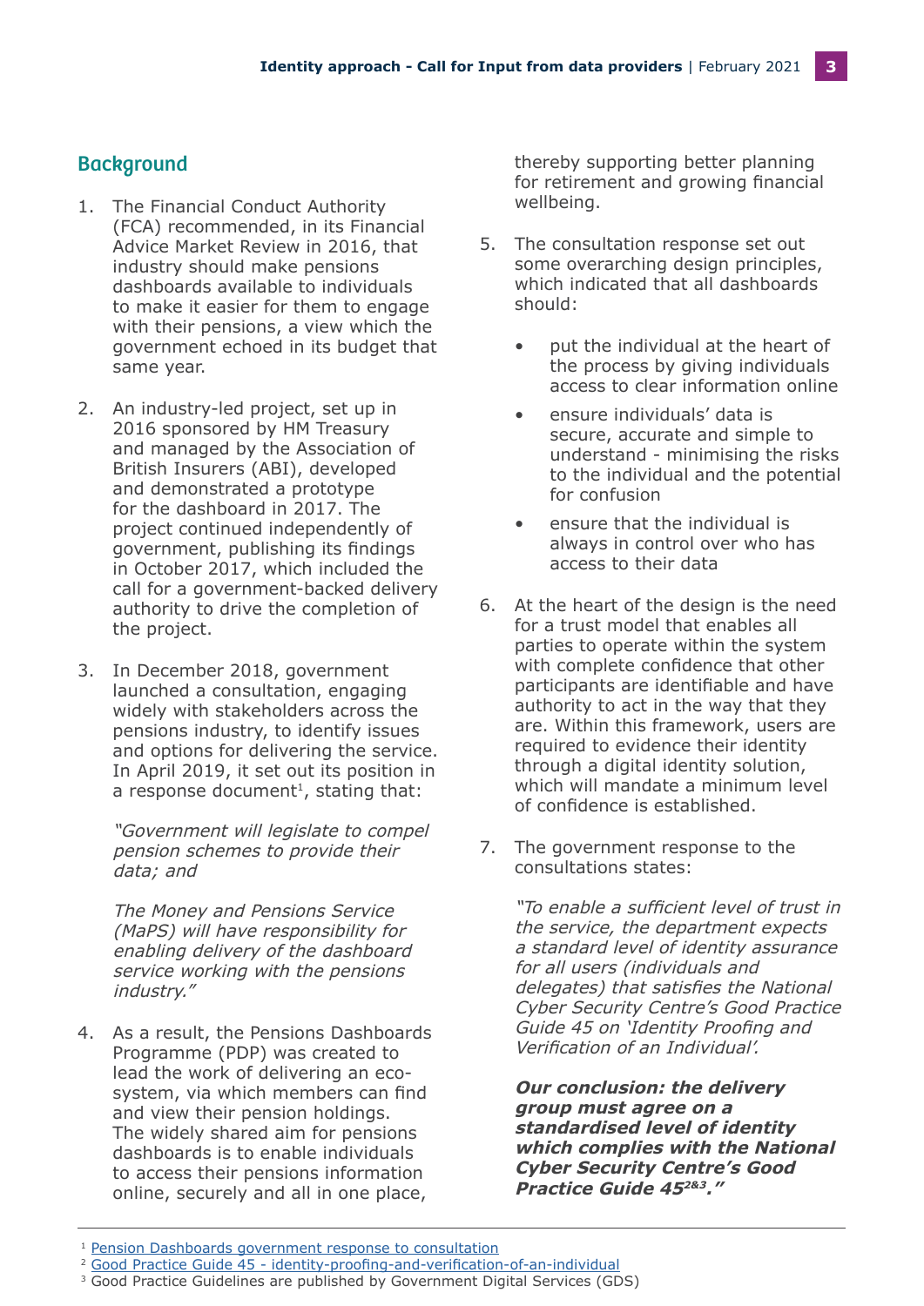## Background

1. The Financial Conduct Authority (FCA) recommended, in its Financial Advice Market Review in 2016, that industry should make pensions dashboards available to individuals to make it easier for them to engage with their pensions, a view which the government echoed in its budget that same year.

2. An industry-led project, set up in 2016 sponsored by HM Treasury and managed by the Association of British Insurers (ABI), developed and demonstrated a prototype for the dashboard in 2017. The project continued independently of government, publishing its findings in October 2017, which included the call for a government-backed delivery authority to drive the completion of the project.

3. In December 2018, government launched a consultation, engaging widely with stakeholders across the pensions industry, to identify issues and options for delivering the service. In April 2019, it set out its position in a response document[1], stating that:

   *"Government will legislate to compel pension schemes to provide their data; and*

   *The Money and Pensions Service (MaPS) will have responsibility for enabling delivery of the dashboard service working with the pensions industry."*

4. As a result, the Pensions Dashboards Programme (PDP) was created to lead the work of delivering an eco-system, via which members can find and view their pension holdings. The widely shared aim for pensions dashboards is to enable individuals to access their pensions information online, securely and all in one place, thereby supporting better planning for retirement and growing financial wellbeing.

5. The consultation response set out some overarching design principles, which indicated that all dashboards should:

   - put the individual at the heart of the process by giving individuals access to clear information online
   - ensure individuals' data is secure, accurate and simple to understand - minimising the risks to the individual and the potential for confusion
   - ensure that the individual is always in control over who has access to their data

6. At the heart of the design is the need for a trust model that enables all parties to operate within the system with complete confidence that other participants are identifiable and have authority to act in the way that they are. Within this framework, users are required to evidence their identity through a digital identity solution, which will mandate a minimum level of confidence is established.

7. The government response to the consultations states:

   *"To enable a sufficient level of trust in the service, the department expects a standard level of identity assurance for all users (individuals and delegates) that satisfies the National Cyber Security Centre's Good Practice Guide 45 on 'Identity Proofing and Verification of an Individual'.*

   ***Our conclusion: the delivery group must agree on a standardised level of identity which complies with the National Cyber Security Centre's Good Practice Guide 45[2&3]."***

---

[1] Pension Dashboards government response to consultation

[2] Good Practice Guide 45 - identity-proofing-and-verification-of-an-individual

[3] Good Practice Guidelines are published by Government Digital Services (GDS)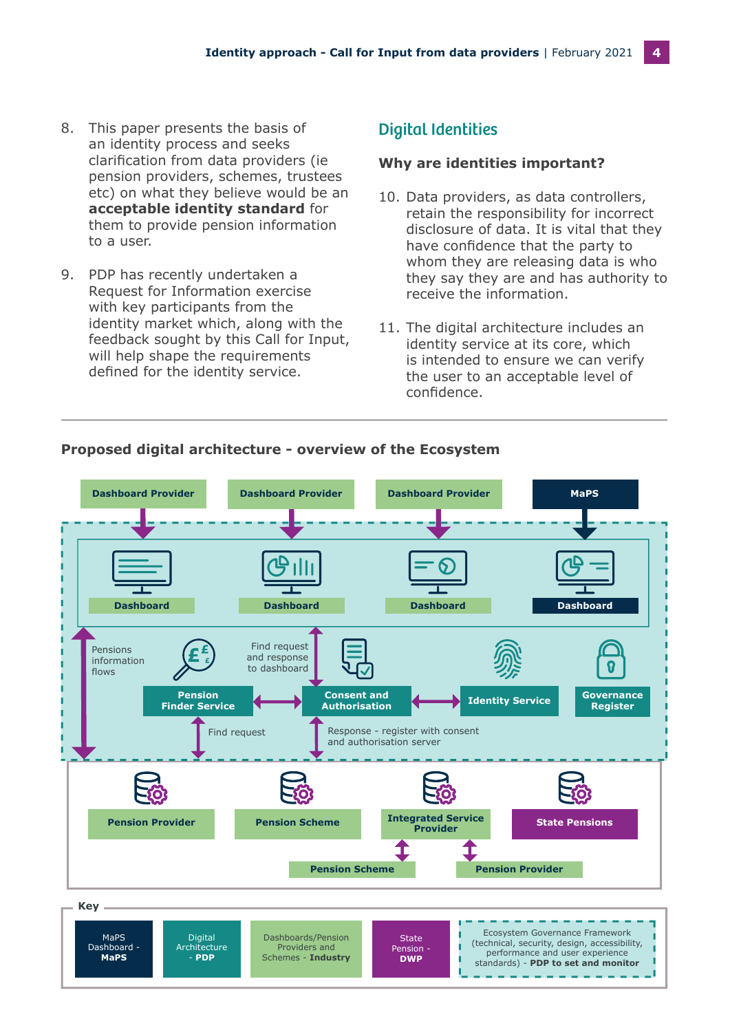8. This paper presents the basis of an identity process and seeks clarification from data providers (ie pension providers, schemes, trustees etc) on what they believe would be an **acceptable identity standard** for them to provide pension information to a user.

9. PDP has recently undertaken a Request for Information exercise with key participants from the identity market which, along with the feedback sought by this Call for Input, will help shape the requirements defined for the identity service.

## Digital Identities

### Why are identities important?

10. Data providers, as data controllers, retain the responsibility for incorrect disclosure of data. It is vital that they have confidence that the party to whom they are releasing data is who they say they are and has authority to receive the information.

11. The digital architecture includes an identity service at its core, which is intended to ensure we can verify the user to an acceptable level of confidence.

---

**Proposed digital architecture - overview of the Ecosystem**

Dashboard Provider → Dashboard
Dashboard Provider → Dashboard
Dashboard Provider → Dashboard
MaPS → Dashboard

Pensions information flows

Pension Finder Service ↔ Consent and Authorisation ↔ Identity Service

Governance Register

Find request and response to dashboard

Find request

Response - register with consent and authorisation server

Pension Provider | Pension Scheme | Integrated Service Provider | State Pensions

Integrated Service Provider ↔ Pension Scheme; Integrated Service Provider ↔ Pension Provider

**Key**

- MaPS Dashboard - **MaPS**
- Digital Architecture - **PDP**
- Dashboards/Pension Providers and Schemes - **Industry**
- State Pension - **DWP**
- Ecosystem Governance Framework (technical, security, design, accessibility, performance and user experience standards) - **PDP to set and monitor**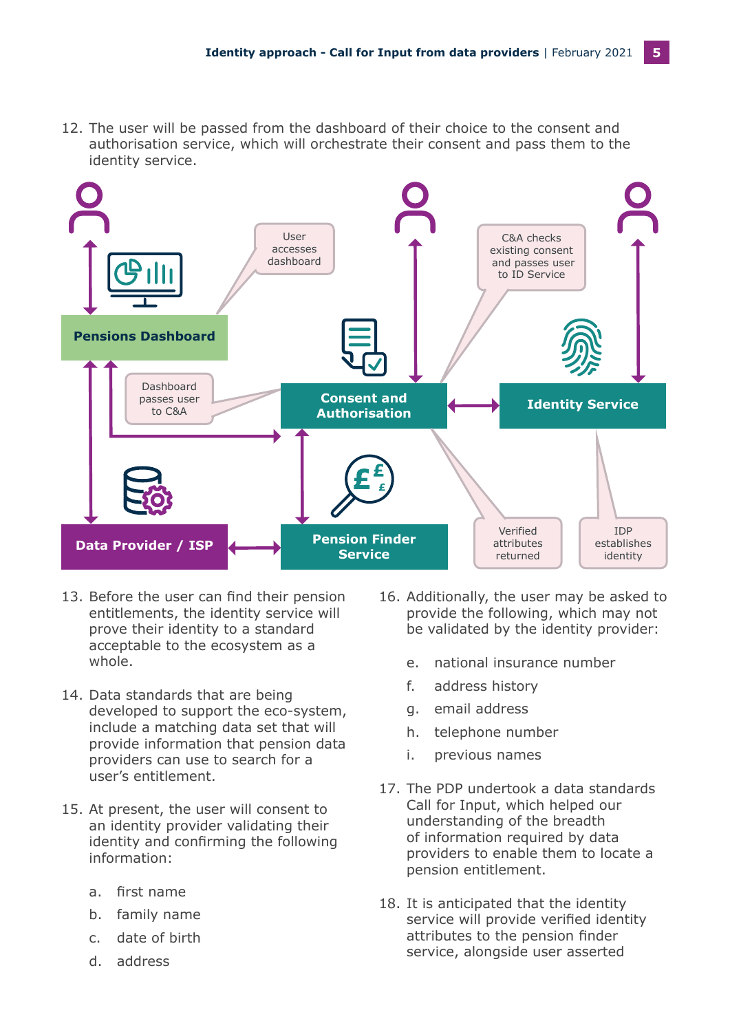12. The user will be passed from the dashboard of their choice to the consent and authorisation service, which will orchestrate their consent and pass them to the identity service.

13. Before the user can find their pension entitlements, the identity service will prove their identity to a standard acceptable to the ecosystem as a whole.

14. Data standards that are being developed to support the eco-system, include a matching data set that will provide information that pension data providers can use to search for a user's entitlement.

15. At present, the user will consent to an identity provider validating their identity and confirming the following information:

    a. first name

    b. family name

    c. date of birth

    d. address

16. Additionally, the user may be asked to provide the following, which may not be validated by the identity provider:

    e. national insurance number

    f. address history

    g. email address

    h. telephone number

    i. previous names

17. The PDP undertook a data standards Call for Input, which helped our understanding of the breadth of information required by data providers to enable them to locate a pension entitlement.

18. It is anticipated that the identity service will provide verified identity attributes to the pension finder service, alongside user asserted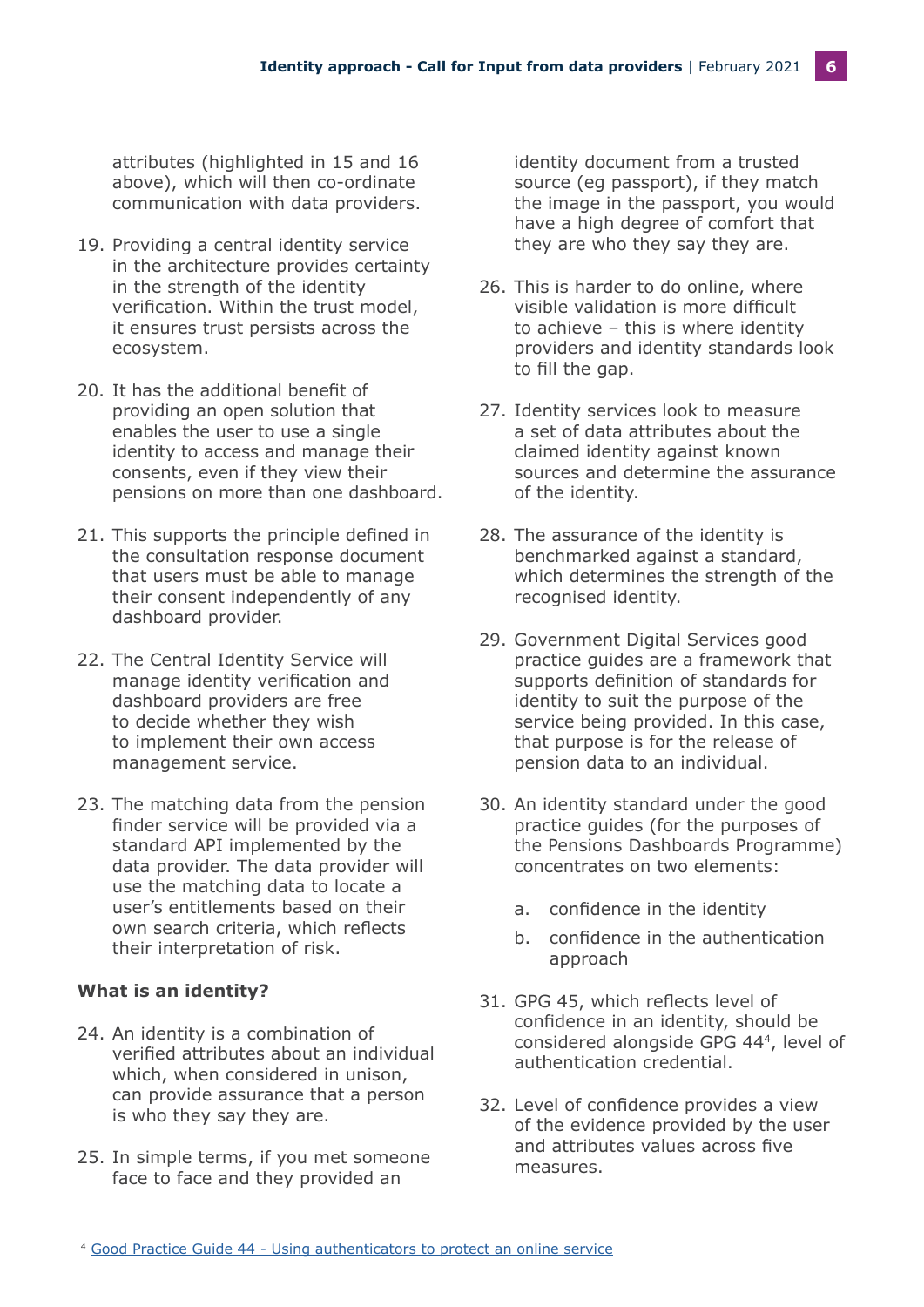attributes (highlighted in 15 and 16 above), which will then co-ordinate communication with data providers.

19. Providing a central identity service in the architecture provides certainty in the strength of the identity verification. Within the trust model, it ensures trust persists across the ecosystem.

20. It has the additional benefit of providing an open solution that enables the user to use a single identity to access and manage their consents, even if they view their pensions on more than one dashboard.

21. This supports the principle defined in the consultation response document that users must be able to manage their consent independently of any dashboard provider.

22. The Central Identity Service will manage identity verification and dashboard providers are free to decide whether they wish to implement their own access management service.

23. The matching data from the pension finder service will be provided via a standard API implemented by the data provider. The data provider will use the matching data to locate a user's entitlements based on their own search criteria, which reflects their interpretation of risk.

**What is an identity?**

24. An identity is a combination of verified attributes about an individual which, when considered in unison, can provide assurance that a person is who they say they are.

25. In simple terms, if you met someone face to face and they provided an identity document from a trusted source (eg passport), if they match the image in the passport, you would have a high degree of comfort that they are who they say they are.

26. This is harder to do online, where visible validation is more difficult to achieve – this is where identity providers and identity standards look to fill the gap.

27. Identity services look to measure a set of data attributes about the claimed identity against known sources and determine the assurance of the identity.

28. The assurance of the identity is benchmarked against a standard, which determines the strength of the recognised identity.

29. Government Digital Services good practice guides are a framework that supports definition of standards for identity to suit the purpose of the service being provided. In this case, that purpose is for the release of pension data to an individual.

30. An identity standard under the good practice guides (for the purposes of the Pensions Dashboards Programme) concentrates on two elements:

    a. confidence in the identity

    b. confidence in the authentication approach

31. GPG 45, which reflects level of confidence in an identity, should be considered alongside GPG 44[4], level of authentication credential.

32. Level of confidence provides a view of the evidence provided by the user and attributes values across five measures.

---

[4] Good Practice Guide 44 - Using authenticators to protect an online service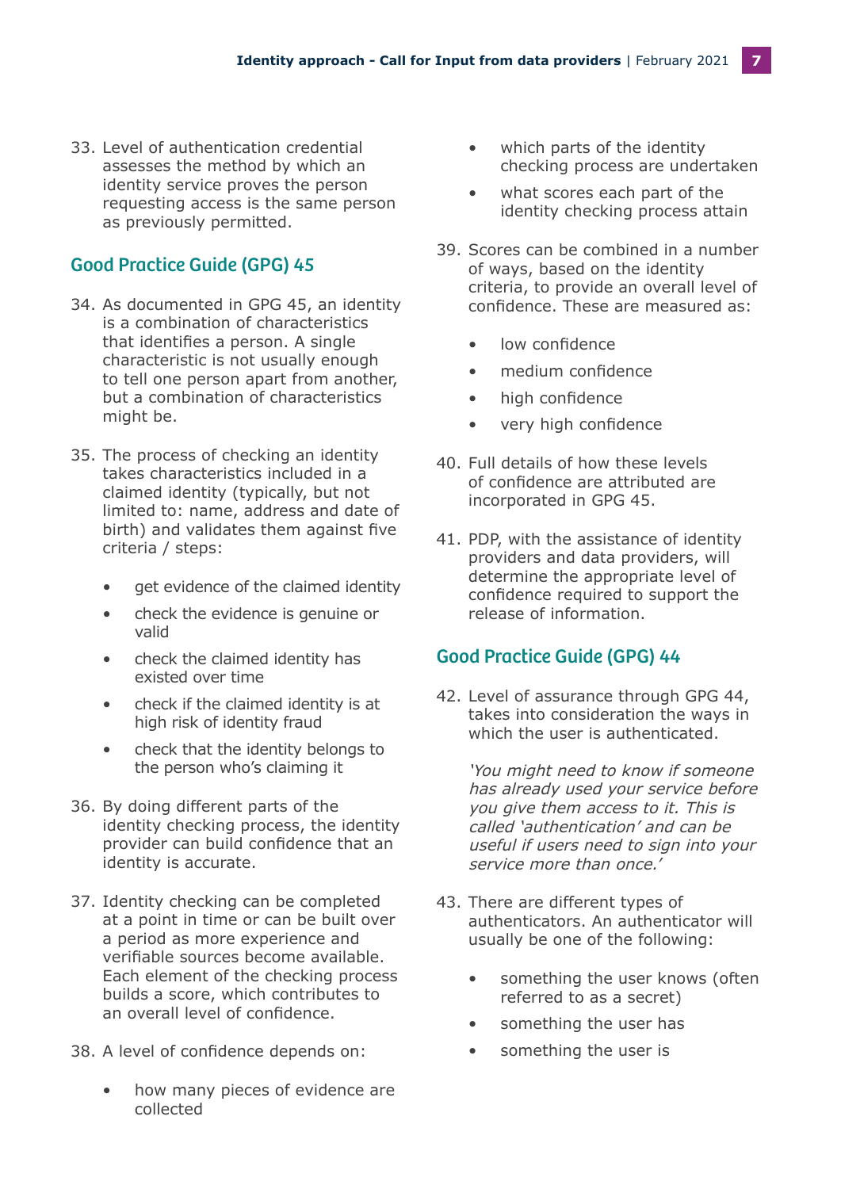33. Level of authentication credential assesses the method by which an identity service proves the person requesting access is the same person as previously permitted.

## Good Practice Guide (GPG) 45

34. As documented in GPG 45, an identity is a combination of characteristics that identifies a person. A single characteristic is not usually enough to tell one person apart from another, but a combination of characteristics might be.

35. The process of checking an identity takes characteristics included in a claimed identity (typically, but not limited to: name, address and date of birth) and validates them against five criteria / steps:

    - get evidence of the claimed identity
    - check the evidence is genuine or valid
    - check the claimed identity has existed over time
    - check if the claimed identity is at high risk of identity fraud
    - check that the identity belongs to the person who's claiming it

36. By doing different parts of the identity checking process, the identity provider can build confidence that an identity is accurate.

37. Identity checking can be completed at a point in time or can be built over a period as more experience and verifiable sources become available. Each element of the checking process builds a score, which contributes to an overall level of confidence.

38. A level of confidence depends on:

    - how many pieces of evidence are collected
    - which parts of the identity checking process are undertaken
    - what scores each part of the identity checking process attain

39. Scores can be combined in a number of ways, based on the identity criteria, to provide an overall level of confidence. These are measured as:

    - low confidence
    - medium confidence
    - high confidence
    - very high confidence

40. Full details of how these levels of confidence are attributed are incorporated in GPG 45.

41. PDP, with the assistance of identity providers and data providers, will determine the appropriate level of confidence required to support the release of information.

## Good Practice Guide (GPG) 44

42. Level of assurance through GPG 44, takes into consideration the ways in which the user is authenticated.

    *'You might need to know if someone has already used your service before you give them access to it. This is called 'authentication' and can be useful if users need to sign into your service more than once.'*

43. There are different types of authenticators. An authenticator will usually be one of the following:

    - something the user knows (often referred to as a secret)
    - something the user has
    - something the user is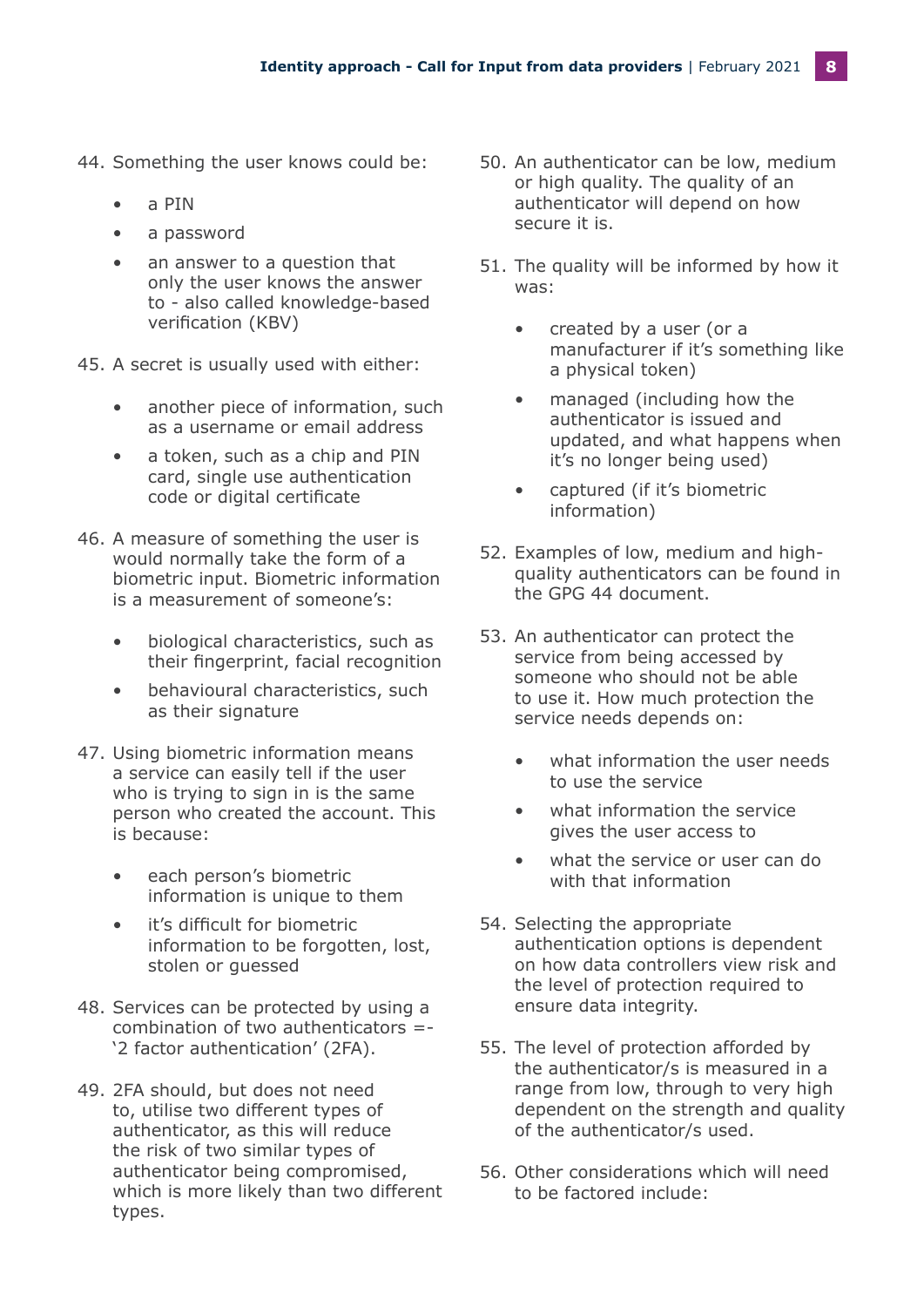44. Something the user knows could be:

    - a PIN
    - a password
    - an answer to a question that only the user knows the answer to - also called knowledge-based verification (KBV)

45. A secret is usually used with either:

    - another piece of information, such as a username or email address
    - a token, such as a chip and PIN card, single use authentication code or digital certificate

46. A measure of something the user is would normally take the form of a biometric input. Biometric information is a measurement of someone's:

    - biological characteristics, such as their fingerprint, facial recognition
    - behavioural characteristics, such as their signature

47. Using biometric information means a service can easily tell if the user who is trying to sign in is the same person who created the account. This is because:

    - each person's biometric information is unique to them
    - it's difficult for biometric information to be forgotten, lost, stolen or guessed

48. Services can be protected by using a combination of two authenticators =- '2 factor authentication' (2FA).

49. 2FA should, but does not need to, utilise two different types of authenticator, as this will reduce the risk of two similar types of authenticator being compromised, which is more likely than two different types.

50. An authenticator can be low, medium or high quality. The quality of an authenticator will depend on how secure it is.

51. The quality will be informed by how it was:

    - created by a user (or a manufacturer if it's something like a physical token)
    - managed (including how the authenticator is issued and updated, and what happens when it's no longer being used)
    - captured (if it's biometric information)

52. Examples of low, medium and high-quality authenticators can be found in the GPG 44 document.

53. An authenticator can protect the service from being accessed by someone who should not be able to use it. How much protection the service needs depends on:

    - what information the user needs to use the service
    - what information the service gives the user access to
    - what the service or user can do with that information

54. Selecting the appropriate authentication options is dependent on how data controllers view risk and the level of protection required to ensure data integrity.

55. The level of protection afforded by the authenticator/s is measured in a range from low, through to very high dependent on the strength and quality of the authenticator/s used.

56. Other considerations which will need to be factored include: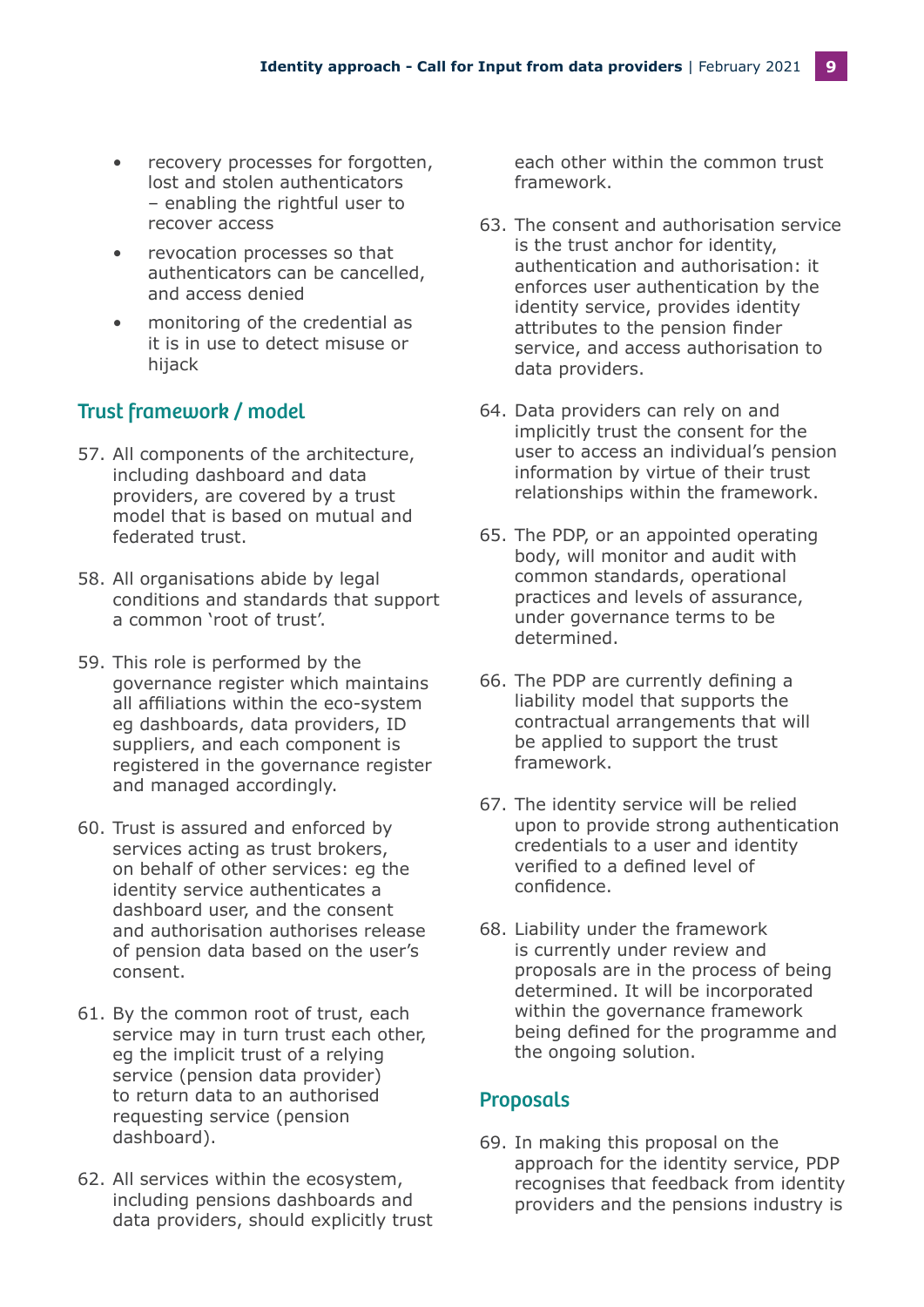- recovery processes for forgotten, lost and stolen authenticators – enabling the rightful user to recover access
- revocation processes so that authenticators can be cancelled, and access denied
- monitoring of the credential as it is in use to detect misuse or hijack

## Trust framework / model

57. All components of the architecture, including dashboard and data providers, are covered by a trust model that is based on mutual and federated trust.

58. All organisations abide by legal conditions and standards that support a common 'root of trust'.

59. This role is performed by the governance register which maintains all affiliations within the eco-system eg dashboards, data providers, ID suppliers, and each component is registered in the governance register and managed accordingly.

60. Trust is assured and enforced by services acting as trust brokers, on behalf of other services: eg the identity service authenticates a dashboard user, and the consent and authorisation authorises release of pension data based on the user's consent.

61. By the common root of trust, each service may in turn trust each other, eg the implicit trust of a relying service (pension data provider) to return data to an authorised requesting service (pension dashboard).

62. All services within the ecosystem, including pensions dashboards and data providers, should explicitly trust each other within the common trust framework.

63. The consent and authorisation service is the trust anchor for identity, authentication and authorisation: it enforces user authentication by the identity service, provides identity attributes to the pension finder service, and access authorisation to data providers.

64. Data providers can rely on and implicitly trust the consent for the user to access an individual's pension information by virtue of their trust relationships within the framework.

65. The PDP, or an appointed operating body, will monitor and audit with common standards, operational practices and levels of assurance, under governance terms to be determined.

66. The PDP are currently defining a liability model that supports the contractual arrangements that will be applied to support the trust framework.

67. The identity service will be relied upon to provide strong authentication credentials to a user and identity verified to a defined level of confidence.

68. Liability under the framework is currently under review and proposals are in the process of being determined. It will be incorporated within the governance framework being defined for the programme and the ongoing solution.

## Proposals

69. In making this proposal on the approach for the identity service, PDP recognises that feedback from identity providers and the pensions industry is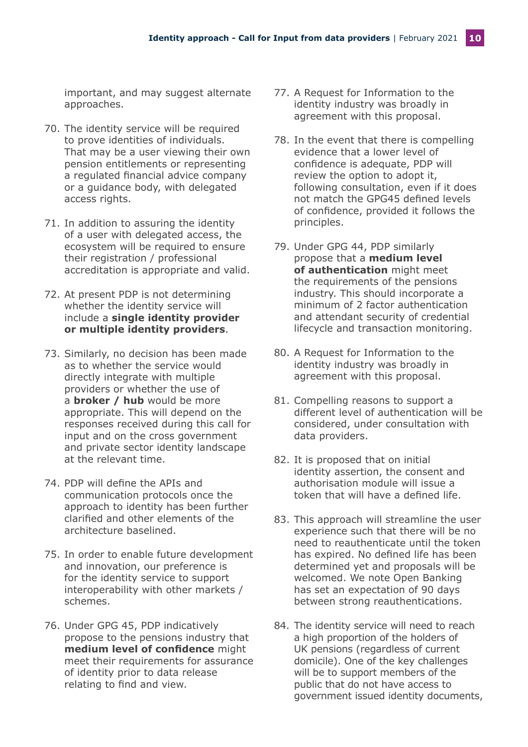important, and may suggest alternate approaches.

70. The identity service will be required to prove identities of individuals. That may be a user viewing their own pension entitlements or representing a regulated financial advice company or a guidance body, with delegated access rights.

71. In addition to assuring the identity of a user with delegated access, the ecosystem will be required to ensure their registration / professional accreditation is appropriate and valid.

72. At present PDP is not determining whether the identity service will include a **single identity provider or multiple identity providers**.

73. Similarly, no decision has been made as to whether the service would directly integrate with multiple providers or whether the use of a **broker / hub** would be more appropriate. This will depend on the responses received during this call for input and on the cross government and private sector identity landscape at the relevant time.

74. PDP will define the APIs and communication protocols once the approach to identity has been further clarified and other elements of the architecture baselined.

75. In order to enable future development and innovation, our preference is for the identity service to support interoperability with other markets / schemes.

76. Under GPG 45, PDP indicatively propose to the pensions industry that **medium level of confidence** might meet their requirements for assurance of identity prior to data release relating to find and view.

77. A Request for Information to the identity industry was broadly in agreement with this proposal.

78. In the event that there is compelling evidence that a lower level of confidence is adequate, PDP will review the option to adopt it, following consultation, even if it does not match the GPG45 defined levels of confidence, provided it follows the principles.

79. Under GPG 44, PDP similarly propose that a **medium level of authentication** might meet the requirements of the pensions industry. This should incorporate a minimum of 2 factor authentication and attendant security of credential lifecycle and transaction monitoring.

80. A Request for Information to the identity industry was broadly in agreement with this proposal.

81. Compelling reasons to support a different level of authentication will be considered, under consultation with data providers.

82. It is proposed that on initial identity assertion, the consent and authorisation module will issue a token that will have a defined life.

83. This approach will streamline the user experience such that there will be no need to reauthenticate until the token has expired. No defined life has been determined yet and proposals will be welcomed. We note Open Banking has set an expectation of 90 days between strong reauthentications.

84. The identity service will need to reach a high proportion of the holders of UK pensions (regardless of current domicile). One of the key challenges will be to support members of the public that do not have access to government issued identity documents,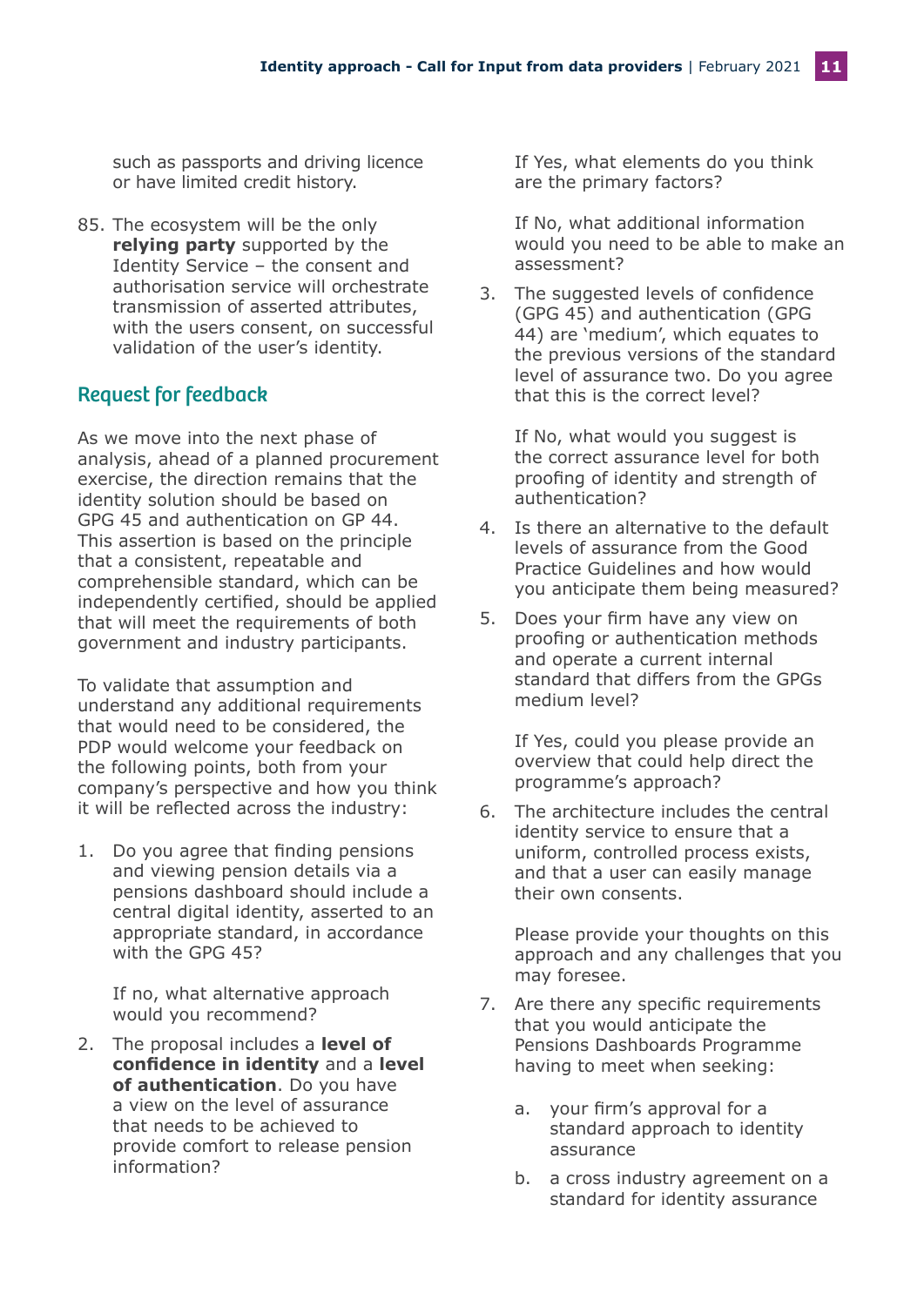such as passports and driving licence or have limited credit history.

85. The ecosystem will be the only **relying party** supported by the Identity Service – the consent and authorisation service will orchestrate transmission of asserted attributes, with the users consent, on successful validation of the user's identity.

## Request for feedback

As we move into the next phase of analysis, ahead of a planned procurement exercise, the direction remains that the identity solution should be based on GPG 45 and authentication on GP 44. This assertion is based on the principle that a consistent, repeatable and comprehensible standard, which can be independently certified, should be applied that will meet the requirements of both government and industry participants.

To validate that assumption and understand any additional requirements that would need to be considered, the PDP would welcome your feedback on the following points, both from your company's perspective and how you think it will be reflected across the industry:

1. Do you agree that finding pensions and viewing pension details via a pensions dashboard should include a central digital identity, asserted to an appropriate standard, in accordance with the GPG 45?

   If no, what alternative approach would you recommend?

2. The proposal includes a **level of confidence in identity** and a **level of authentication**. Do you have a view on the level of assurance that needs to be achieved to provide comfort to release pension information?

   If Yes, what elements do you think are the primary factors?

   If No, what additional information would you need to be able to make an assessment?

3. The suggested levels of confidence (GPG 45) and authentication (GPG 44) are 'medium', which equates to the previous versions of the standard level of assurance two. Do you agree that this is the correct level?

   If No, what would you suggest is the correct assurance level for both proofing of identity and strength of authentication?

4. Is there an alternative to the default levels of assurance from the Good Practice Guidelines and how would you anticipate them being measured?

5. Does your firm have any view on proofing or authentication methods and operate a current internal standard that differs from the GPGs medium level?

   If Yes, could you please provide an overview that could help direct the programme's approach?

6. The architecture includes the central identity service to ensure that a uniform, controlled process exists, and that a user can easily manage their own consents.

   Please provide your thoughts on this approach and any challenges that you may foresee.

7. Are there any specific requirements that you would anticipate the Pensions Dashboards Programme having to meet when seeking:

   a. your firm's approval for a standard approach to identity assurance

   b. a cross industry agreement on a standard for identity assurance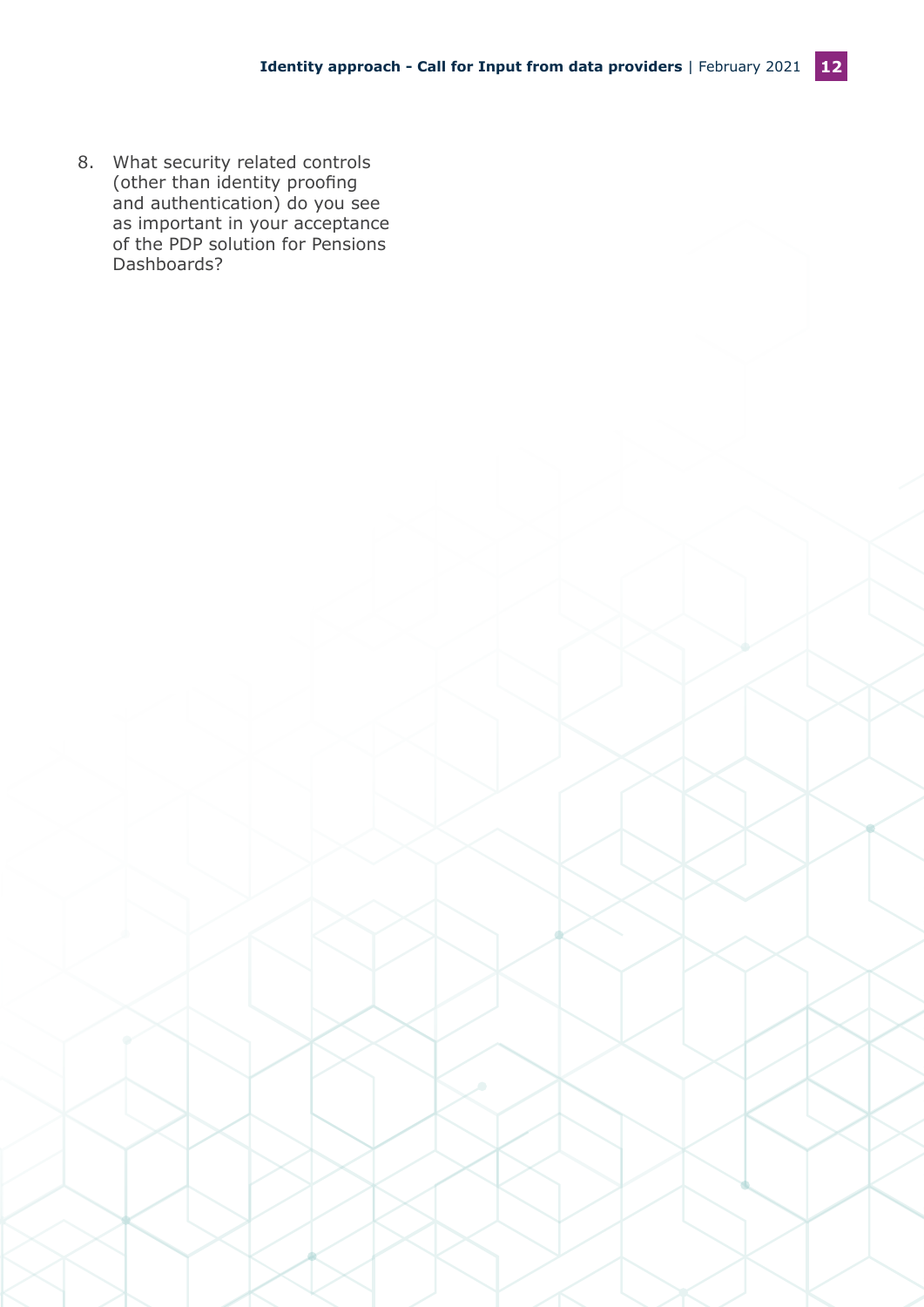8. What security related controls (other than identity proofing and authentication) do you see as important in your acceptance of the PDP solution for Pensions Dashboards?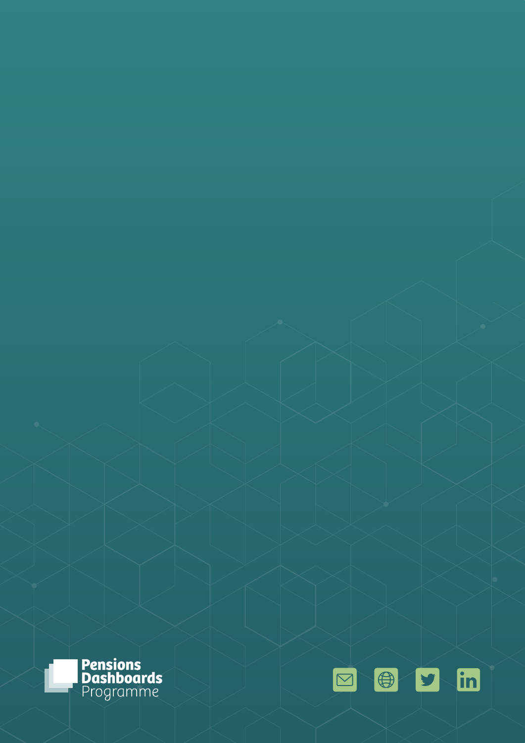Pensions Dashboards Programme